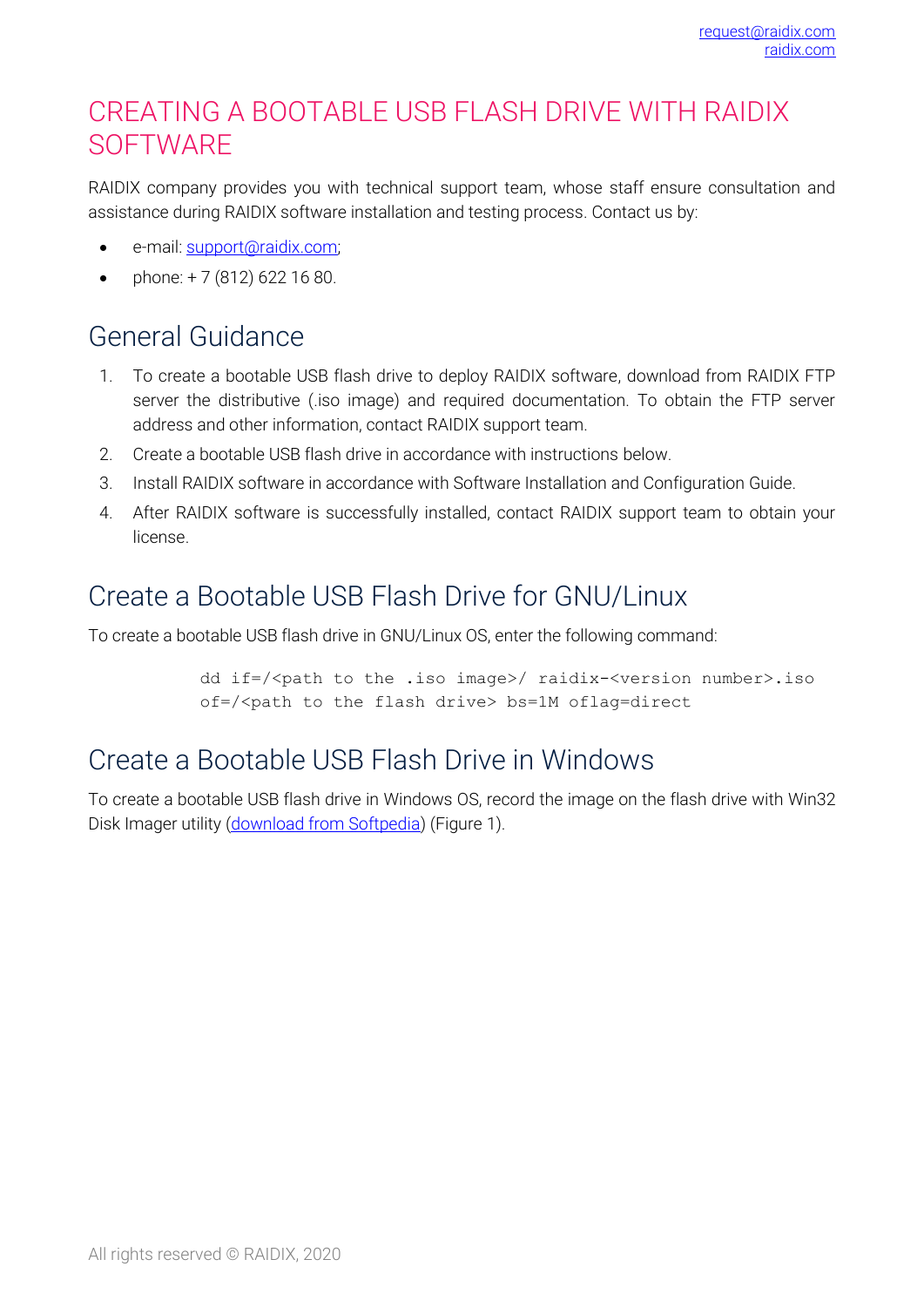# CREATING A BOOTABLE USB FLASH DRIVE WITH RAIDIX SOFTWARE

RAIDIX company provides you with technical support team, whose staff ensure consultation and assistance during RAIDIX software installation and testing process. Contact us by:

- e-mail: support@raidix.com;
- phone: + 7 (812) 622 16 80.

## General Guidance

1. To create a bootable USB flash drive to deploy RAIDIX software, download from RAIDIX FTP server the distributive (.iso image) and required documentation. To obtain the FTP server address and other information, contact RAIDIX support team.
2. Create a bootable USB flash drive in accordance with instructions below.
3. Install RAIDIX software in accordance with Software Installation and Configuration Guide.
4. After RAIDIX software is successfully installed, contact RAIDIX support team to obtain your license.

## Create a Bootable USB Flash Drive for GNU/Linux

To create a bootable USB flash drive in GNU/Linux OS, enter the following command:

```
dd if=/<path to the .iso image>/ raidix-<version number>.iso
of=/<path to the flash drive> bs=1M oflag=direct
```

## Create a Bootable USB Flash Drive in Windows

To create a bootable USB flash drive in Windows OS, record the image on the flash drive with Win32 Disk Imager utility (download from Softpedia) (Figure 1).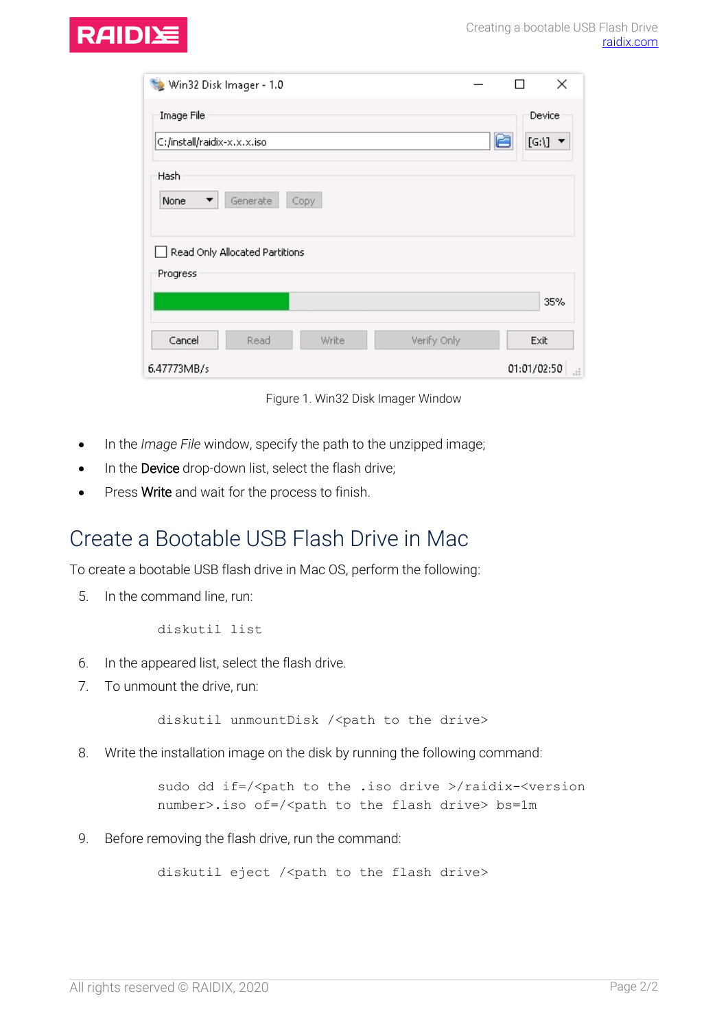Figure 1. Win32 Disk Imager Window

- In the *Image File* window, specify the path to the unzipped image;
- In the **Device** drop-down list, select the flash drive;
- Press **Write** and wait for the process to finish.

## Create a Bootable USB Flash Drive in Mac

To create a bootable USB flash drive in Mac OS, perform the following:

5. In the command line, run:

```
diskutil list
```

6. In the appeared list, select the flash drive.
7. To unmount the drive, run:

```
diskutil unmountDisk /<path to the drive>
```

8. Write the installation image on the disk by running the following command:

```
sudo dd if=/<path to the .iso drive >/raidix-<version
number>.iso of=/<path to the flash drive> bs=1m
```

9. Before removing the flash drive, run the command:

```
diskutil eject /<path to the flash drive>
```